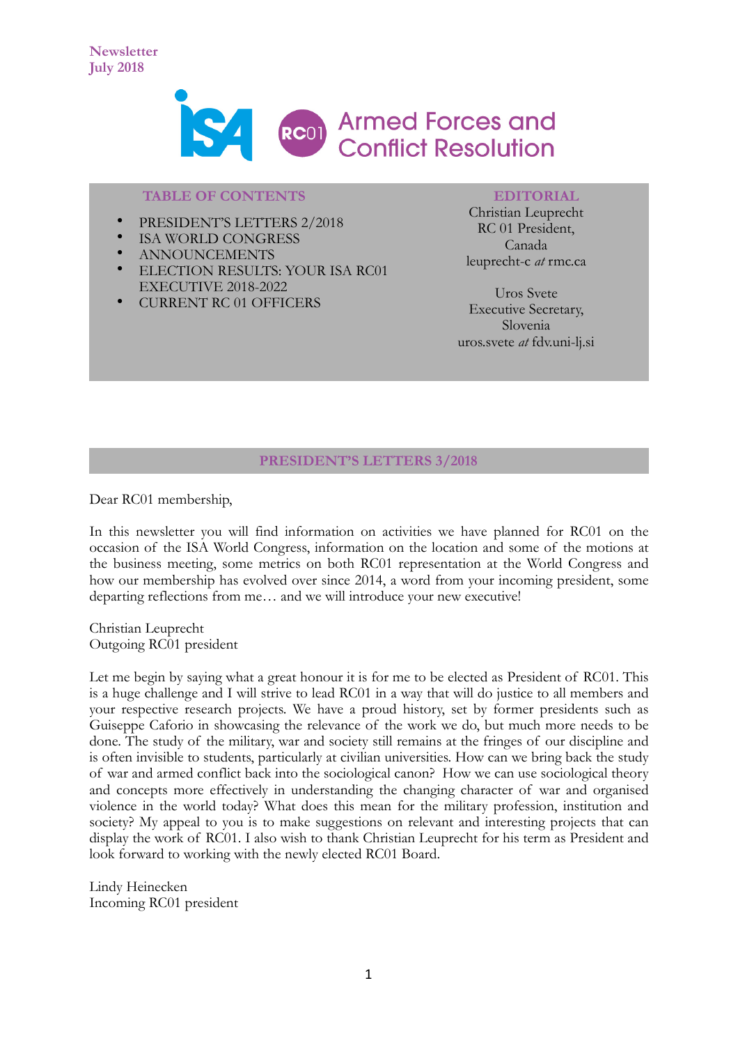Newsletter
July 2018

# Armed Forces and Conflict Resolution

**TABLE OF CONTENTS**

- PRESIDENT'S LETTERS 2/2018
- ISA WORLD CONGRESS
- ANNOUNCEMENTS
- ELECTION RESULTS: YOUR ISA RC01 EXECUTIVE 2018-2022
- CURRENT RC 01 OFFICERS

**EDITORIAL**

Christian Leuprecht
RC 01 President,
Canada
leuprecht-c *at* rmc.ca

Uros Svete
Executive Secretary,
Slovenia
uros.svete *at* fdv.uni-lj.si

## PRESIDENT'S LETTERS 3/2018

Dear RC01 membership,

In this newsletter you will find information on activities we have planned for RC01 on the occasion of the ISA World Congress, information on the location and some of the motions at the business meeting, some metrics on both RC01 representation at the World Congress and how our membership has evolved over since 2014, a word from your incoming president, some departing reflections from me… and we will introduce your new executive!

Christian Leuprecht
Outgoing RC01 president

Let me begin by saying what a great honour it is for me to be elected as President of RC01. This is a huge challenge and I will strive to lead RC01 in a way that will do justice to all members and your respective research projects. We have a proud history, set by former presidents such as Guiseppe Caforio in showcasing the relevance of the work we do, but much more needs to be done. The study of the military, war and society still remains at the fringes of our discipline and is often invisible to students, particularly at civilian universities. How can we bring back the study of war and armed conflict back into the sociological canon? How we can use sociological theory and concepts more effectively in understanding the changing character of war and organised violence in the world today? What does this mean for the military profession, institution and society? My appeal to you is to make suggestions on relevant and interesting projects that can display the work of RC01. I also wish to thank Christian Leuprecht for his term as President and look forward to working with the newly elected RC01 Board.

Lindy Heinecken
Incoming RC01 president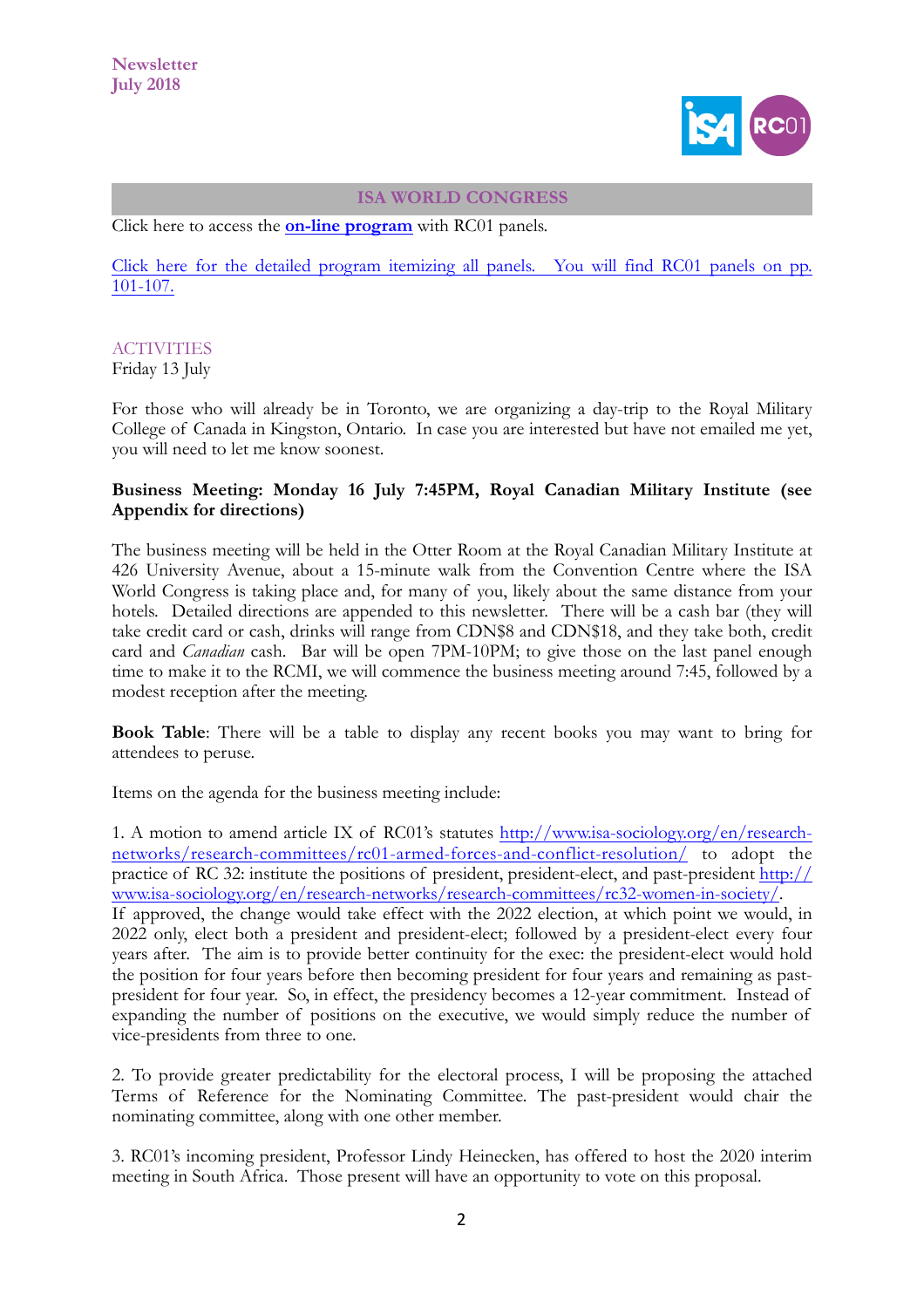Newsletter
July 2018

## ISA WORLD CONGRESS

Click here to access the **on-line program** with RC01 panels.

Click here for the detailed program itemizing all panels. You will find RC01 panels on pp. 101-107.

### ACTIVITIES

Friday 13 July

For those who will already be in Toronto, we are organizing a day-trip to the Royal Military College of Canada in Kingston, Ontario. In case you are interested but have not emailed me yet, you will need to let me know soonest.

**Business Meeting: Monday 16 July 7:45PM, Royal Canadian Military Institute (see Appendix for directions)**

The business meeting will be held in the Otter Room at the Royal Canadian Military Institute at 426 University Avenue, about a 15-minute walk from the Convention Centre where the ISA World Congress is taking place and, for many of you, likely about the same distance from your hotels. Detailed directions are appended to this newsletter. There will be a cash bar (they will take credit card or cash, drinks will range from CDN$8 and CDN$18, and they take both, credit card and *Canadian* cash. Bar will be open 7PM-10PM; to give those on the last panel enough time to make it to the RCMI, we will commence the business meeting around 7:45, followed by a modest reception after the meeting.

**Book Table**: There will be a table to display any recent books you may want to bring for attendees to peruse.

Items on the agenda for the business meeting include:

1. A motion to amend article IX of RC01's statutes http://www.isa-sociology.org/en/research-networks/research-committees/rc01-armed-forces-and-conflict-resolution/ to adopt the practice of RC 32: institute the positions of president, president-elect, and past-president http://www.isa-sociology.org/en/research-networks/research-committees/rc32-women-in-society/.
If approved, the change would take effect with the 2022 election, at which point we would, in 2022 only, elect both a president and president-elect; followed by a president-elect every four years after. The aim is to provide better continuity for the exec: the president-elect would hold the position for four years before then becoming president for four years and remaining as past-president for four year. So, in effect, the presidency becomes a 12-year commitment. Instead of expanding the number of positions on the executive, we would simply reduce the number of vice-presidents from three to one.

2. To provide greater predictability for the electoral process, I will be proposing the attached Terms of Reference for the Nominating Committee. The past-president would chair the nominating committee, along with one other member.

3. RC01's incoming president, Professor Lindy Heinecken, has offered to host the 2020 interim meeting in South Africa. Those present will have an opportunity to vote on this proposal.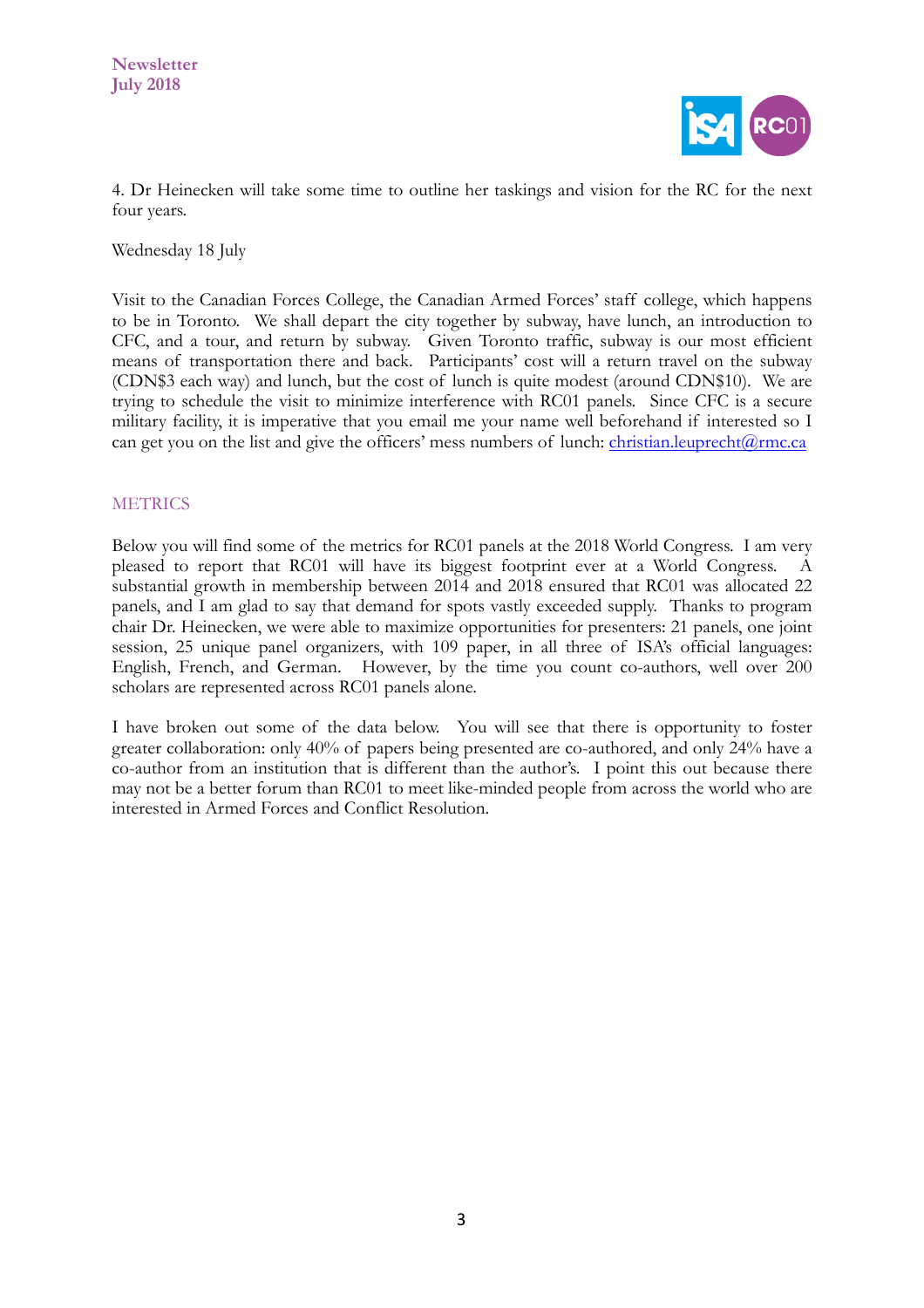4. Dr Heinecken will take some time to outline her taskings and vision for the RC for the next four years.

Wednesday 18 July

Visit to the Canadian Forces College, the Canadian Armed Forces' staff college, which happens to be in Toronto. We shall depart the city together by subway, have lunch, an introduction to CFC, and a tour, and return by subway. Given Toronto traffic, subway is our most efficient means of transportation there and back. Participants' cost will a return travel on the subway (CDN$3 each way) and lunch, but the cost of lunch is quite modest (around CDN$10). We are trying to schedule the visit to minimize interference with RC01 panels. Since CFC is a secure military facility, it is imperative that you email me your name well beforehand if interested so I can get you on the list and give the officers' mess numbers of lunch: christian.leuprecht@rmc.ca

## METRICS

Below you will find some of the metrics for RC01 panels at the 2018 World Congress. I am very pleased to report that RC01 will have its biggest footprint ever at a World Congress. A substantial growth in membership between 2014 and 2018 ensured that RC01 was allocated 22 panels, and I am glad to say that demand for spots vastly exceeded supply. Thanks to program chair Dr. Heinecken, we were able to maximize opportunities for presenters: 21 panels, one joint session, 25 unique panel organizers, with 109 paper, in all three of ISA's official languages: English, French, and German. However, by the time you count co-authors, well over 200 scholars are represented across RC01 panels alone.

I have broken out some of the data below. You will see that there is opportunity to foster greater collaboration: only 40% of papers being presented are co-authored, and only 24% have a co-author from an institution that is different than the author's. I point this out because there may not be a better forum than RC01 to meet like-minded people from across the world who are interested in Armed Forces and Conflict Resolution.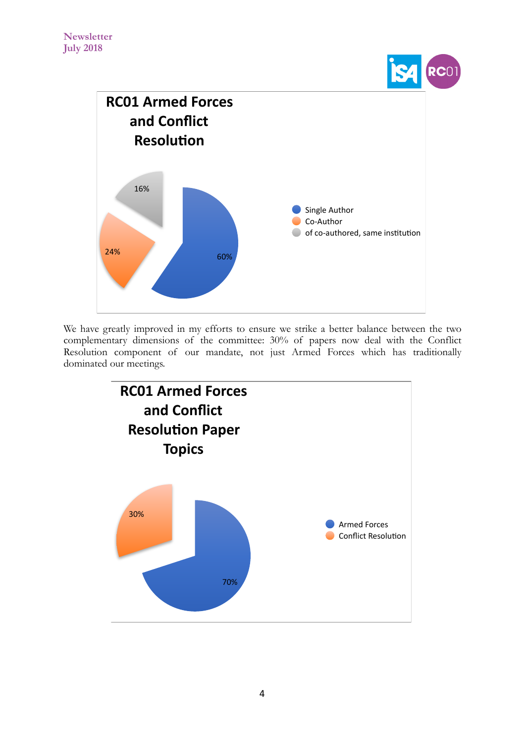**RC01 Armed Forces and Conflict Resolution**

- Single Author: 60%
- Co-Author: 24%
- of co-authored, same institution: 16%

We have greatly improved in my efforts to ensure we strike a better balance between the two complementary dimensions of the committee: 30% of papers now deal with the Conflict Resolution component of our mandate, not just Armed Forces which has traditionally dominated our meetings.

**RC01 Armed Forces and Conflict Resolution Paper Topics**

- Armed Forces: 70%
- Conflict Resolution: 30%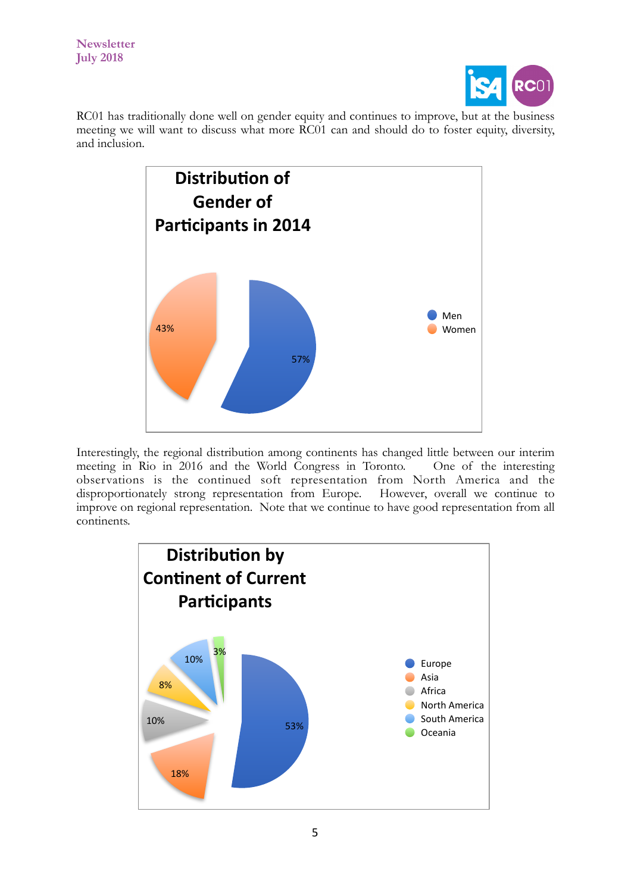RC01 has traditionally done well on gender equity and continues to improve, but at the business meeting we will want to discuss what more RC01 can and should do to foster equity, diversity, and inclusion.

**Distribution of Gender of Participants in 2014**

| Gender | Share |
|---|---|
| Men | 57% |
| Women | 43% |

Interestingly, the regional distribution among continents has changed little between our interim meeting in Rio in 2016 and the World Congress in Toronto. One of the interesting observations is the continued soft representation from North America and the disproportionately strong representation from Europe. However, overall we continue to improve on regional representation. Note that we continue to have good representation from all continents.

**Distribution by Continent of Current Participants**

| Continent | Share |
|---|---|
| Europe | 53% |
| Asia | 18% |
| Africa | 10% |
| North America | 8% |
| South America | 10% |
| Oceania | 3% |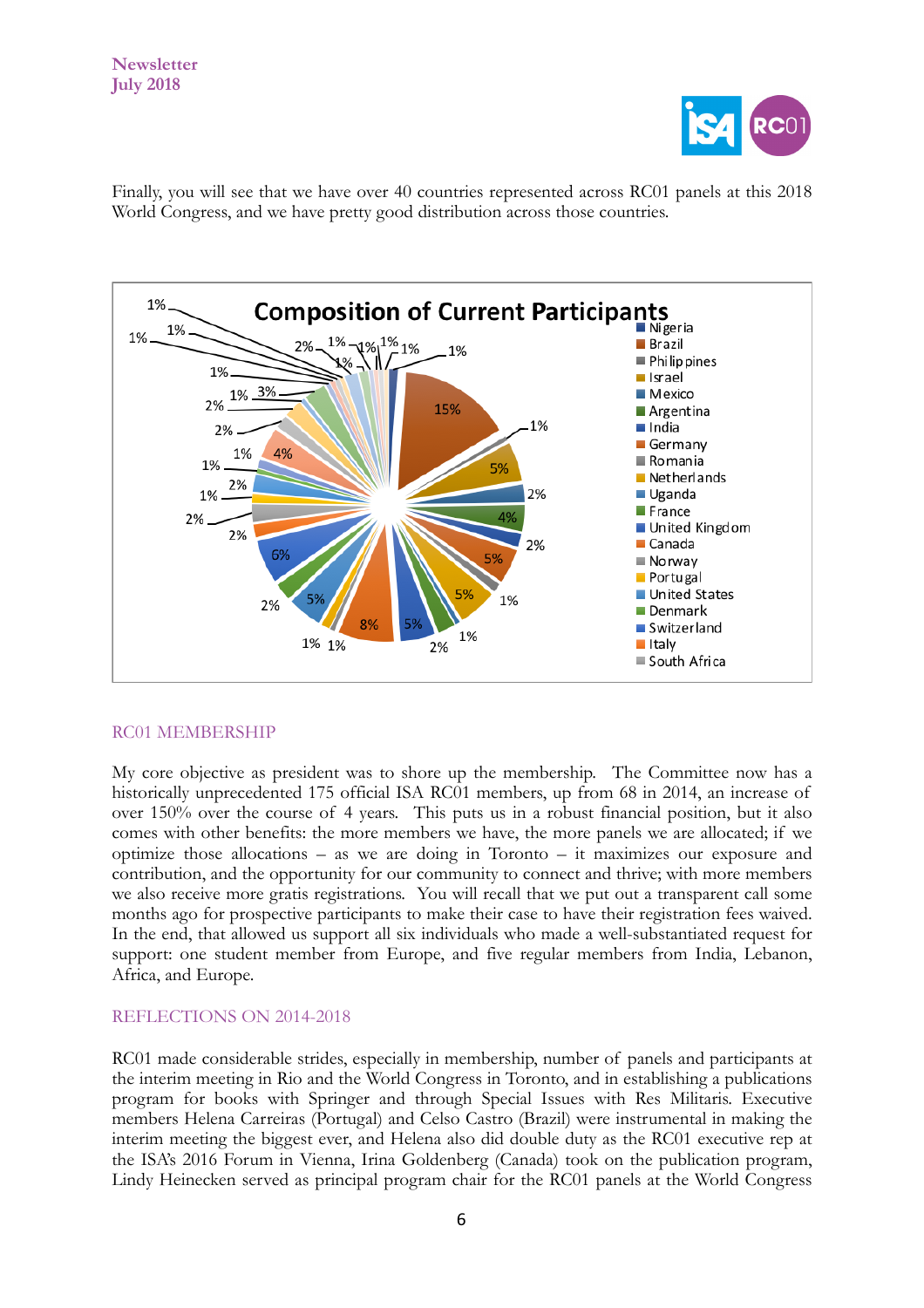Finally, you will see that we have over 40 countries represented across RC01 panels at this 2018 World Congress, and we have pretty good distribution across those countries.

**Composition of Current Participants**

Nigeria, Brazil, Philippines, Israel, Mexico, Argentina, India, Germany, Romania, Netherlands, Uganda, France, United Kingdom, Canada, Norway, Portugal, United States, Denmark, Switzerland, Italy, South Africa

## RC01 MEMBERSHIP

My core objective as president was to shore up the membership. The Committee now has a historically unprecedented 175 official ISA RC01 members, up from 68 in 2014, an increase of over 150% over the course of 4 years. This puts us in a robust financial position, but it also comes with other benefits: the more members we have, the more panels we are allocated; if we optimize those allocations – as we are doing in Toronto – it maximizes our exposure and contribution, and the opportunity for our community to connect and thrive; with more members we also receive more gratis registrations. You will recall that we put out a transparent call some months ago for prospective participants to make their case to have their registration fees waived. In the end, that allowed us support all six individuals who made a well-substantiated request for support: one student member from Europe, and five regular members from India, Lebanon, Africa, and Europe.

## REFLECTIONS ON 2014-2018

RC01 made considerable strides, especially in membership, number of panels and participants at the interim meeting in Rio and the World Congress in Toronto, and in establishing a publications program for books with Springer and through Special Issues with Res Militaris. Executive members Helena Carreiras (Portugal) and Celso Castro (Brazil) were instrumental in making the interim meeting the biggest ever, and Helena also did double duty as the RC01 executive rep at the ISA's 2016 Forum in Vienna, Irina Goldenberg (Canada) took on the publication program, Lindy Heinecken served as principal program chair for the RC01 panels at the World Congress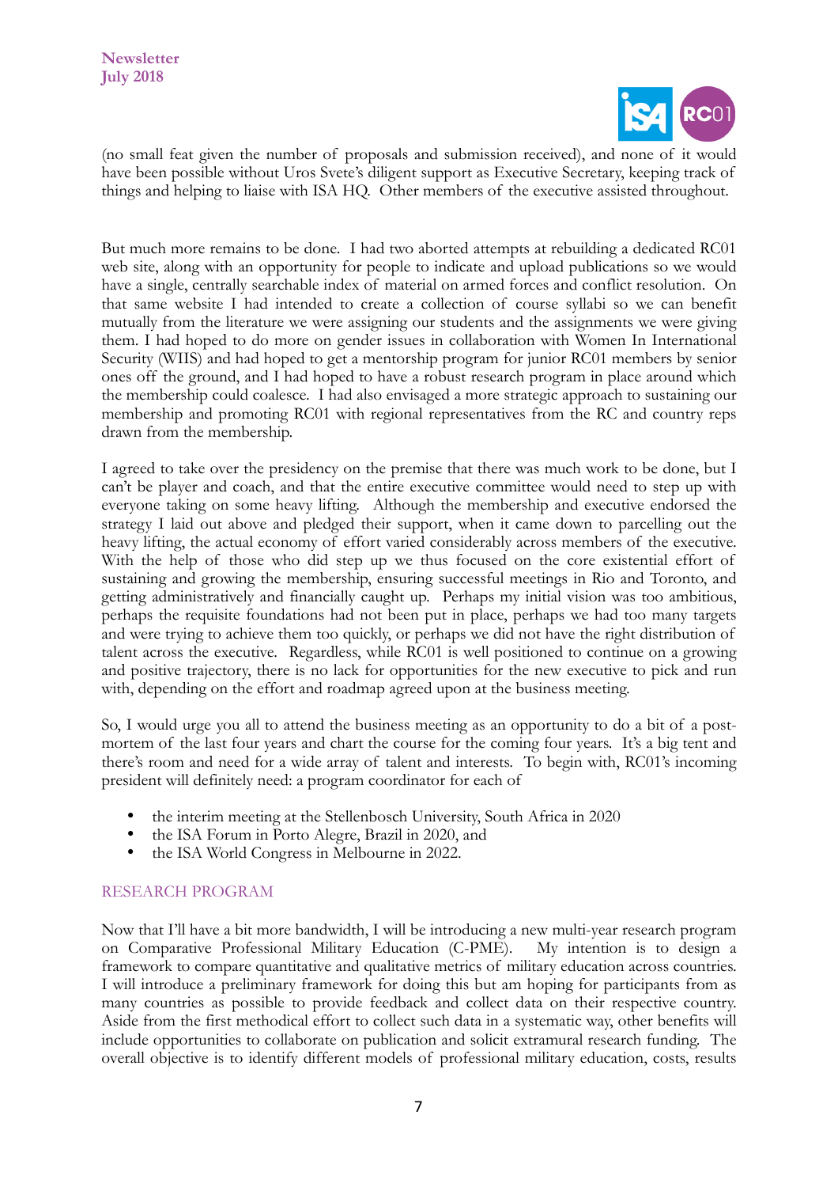(no small feat given the number of proposals and submission received), and none of it would have been possible without Uros Svete's diligent support as Executive Secretary, keeping track of things and helping to liaise with ISA HQ. Other members of the executive assisted throughout.

But much more remains to be done. I had two aborted attempts at rebuilding a dedicated RC01 web site, along with an opportunity for people to indicate and upload publications so we would have a single, centrally searchable index of material on armed forces and conflict resolution. On that same website I had intended to create a collection of course syllabi so we can benefit mutually from the literature we were assigning our students and the assignments we were giving them. I had hoped to do more on gender issues in collaboration with Women In International Security (WIIS) and had hoped to get a mentorship program for junior RC01 members by senior ones off the ground, and I had hoped to have a robust research program in place around which the membership could coalesce. I had also envisaged a more strategic approach to sustaining our membership and promoting RC01 with regional representatives from the RC and country reps drawn from the membership.

I agreed to take over the presidency on the premise that there was much work to be done, but I can't be player and coach, and that the entire executive committee would need to step up with everyone taking on some heavy lifting. Although the membership and executive endorsed the strategy I laid out above and pledged their support, when it came down to parcelling out the heavy lifting, the actual economy of effort varied considerably across members of the executive. With the help of those who did step up we thus focused on the core existential effort of sustaining and growing the membership, ensuring successful meetings in Rio and Toronto, and getting administratively and financially caught up. Perhaps my initial vision was too ambitious, perhaps the requisite foundations had not been put in place, perhaps we had too many targets and were trying to achieve them too quickly, or perhaps we did not have the right distribution of talent across the executive. Regardless, while RC01 is well positioned to continue on a growing and positive trajectory, there is no lack for opportunities for the new executive to pick and run with, depending on the effort and roadmap agreed upon at the business meeting.

So, I would urge you all to attend the business meeting as an opportunity to do a bit of a post-mortem of the last four years and chart the course for the coming four years. It's a big tent and there's room and need for a wide array of talent and interests. To begin with, RC01's incoming president will definitely need: a program coordinator for each of

- the interim meeting at the Stellenbosch University, South Africa in 2020
- the ISA Forum in Porto Alegre, Brazil in 2020, and
- the ISA World Congress in Melbourne in 2022.

## RESEARCH PROGRAM

Now that I'll have a bit more bandwidth, I will be introducing a new multi-year research program on Comparative Professional Military Education (C-PME). My intention is to design a framework to compare quantitative and qualitative metrics of military education across countries. I will introduce a preliminary framework for doing this but am hoping for participants from as many countries as possible to provide feedback and collect data on their respective country. Aside from the first methodical effort to collect such data in a systematic way, other benefits will include opportunities to collaborate on publication and solicit extramural research funding. The overall objective is to identify different models of professional military education, costs, results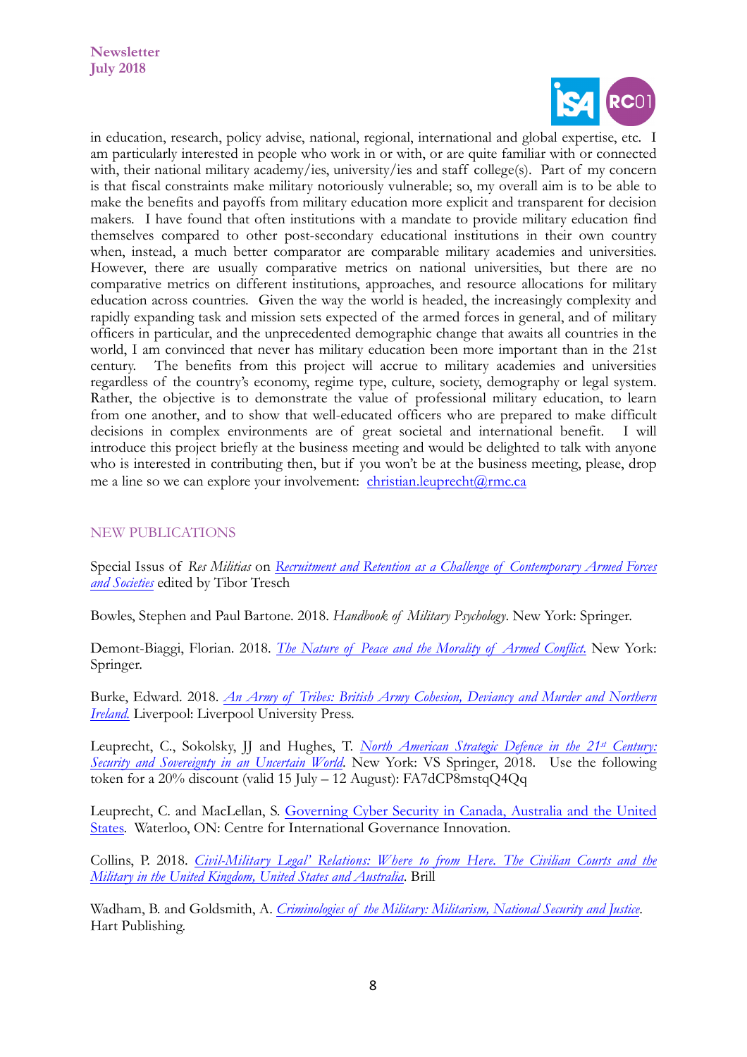in education, research, policy advise, national, regional, international and global expertise, etc. I am particularly interested in people who work in or with, or are quite familiar with or connected with, their national military academy/ies, university/ies and staff college(s). Part of my concern is that fiscal constraints make military notoriously vulnerable; so, my overall aim is to be able to make the benefits and payoffs from military education more explicit and transparent for decision makers. I have found that often institutions with a mandate to provide military education find themselves compared to other post-secondary educational institutions in their own country when, instead, a much better comparator are comparable military academies and universities. However, there are usually comparative metrics on national universities, but there are no comparative metrics on different institutions, approaches, and resource allocations for military education across countries. Given the way the world is headed, the increasingly complexity and rapidly expanding task and mission sets expected of the armed forces in general, and of military officers in particular, and the unprecedented demographic change that awaits all countries in the world, I am convinced that never has military education been more important than in the 21st century. The benefits from this project will accrue to military academies and universities regardless of the country's economy, regime type, culture, society, demography or legal system. Rather, the objective is to demonstrate the value of professional military education, to learn from one another, and to show that well-educated officers who are prepared to make difficult decisions in complex environments are of great societal and international benefit. I will introduce this project briefly at the business meeting and would be delighted to talk with anyone who is interested in contributing then, but if you won't be at the business meeting, please, drop me a line so we can explore your involvement: christian.leuprecht@rmc.ca

## NEW PUBLICATIONS

Special Issus of *Res Militias* on *Recruitment and Retention as a Challenge of Contemporary Armed Forces and Societies* edited by Tibor Tresch

Bowles, Stephen and Paul Bartone. 2018. *Handbook of Military Psychology*. New York: Springer.

Demont-Biaggi, Florian. 2018. *The Nature of Peace and the Morality of Armed Conflict*. New York: Springer.

Burke, Edward. 2018. *An Army of Tribes: British Army Cohesion, Deviancy and Murder and Northern Ireland.* Liverpool: Liverpool University Press.

Leuprecht, C., Sokolsky, JJ and Hughes, T. *North American Strategic Defence in the 21st Century: Security and Sovereignty in an Uncertain World*. New York: VS Springer, 2018. Use the following token for a 20% discount (valid 15 July – 12 August): FA7dCP8mstqQ4Qq

Leuprecht, C. and MacLellan, S. Governing Cyber Security in Canada, Australia and the United States. Waterloo, ON: Centre for International Governance Innovation.

Collins, P. 2018. *Civil-Military Legal' Relations: Where to from Here. The Civilian Courts and the Military in the United Kingdom, United States and Australia*. Brill

Wadham, B. and Goldsmith, A. *Criminologies of the Military: Militarism, National Security and Justice*. Hart Publishing.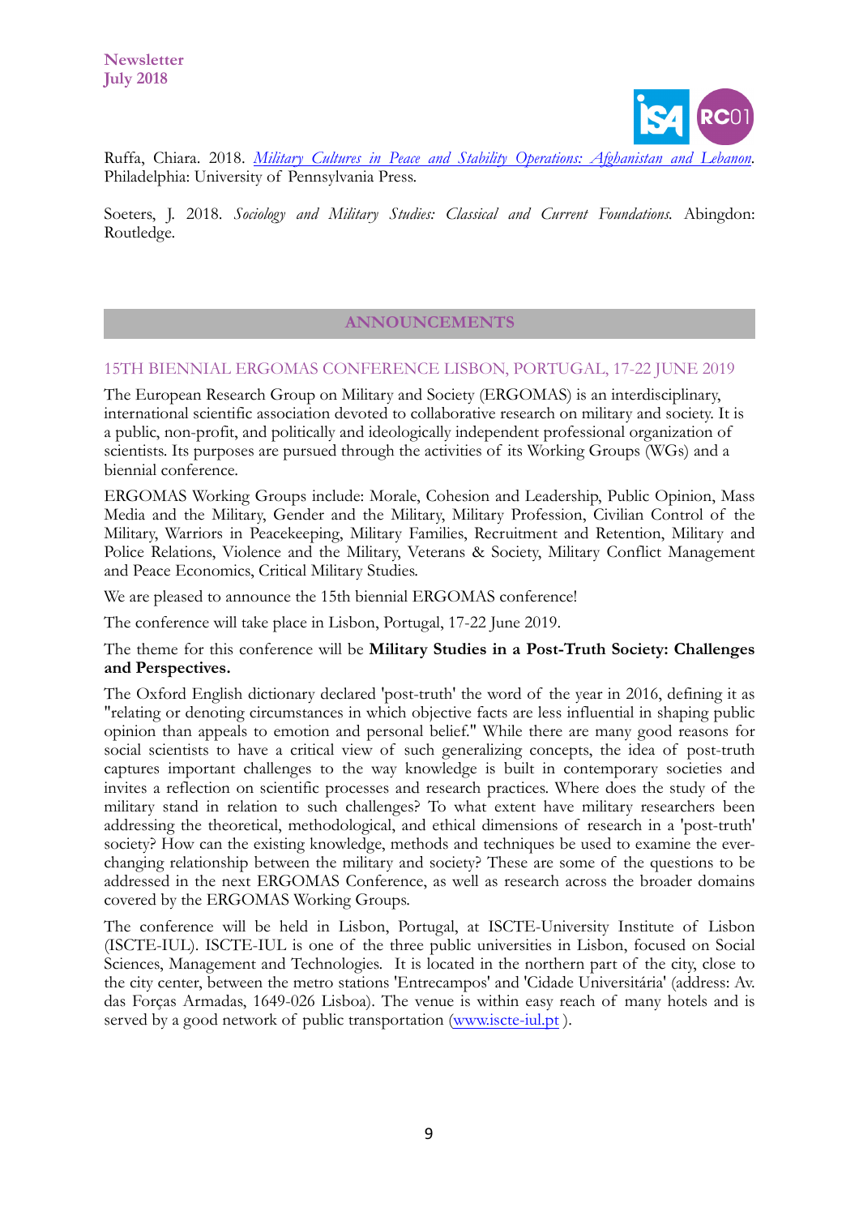Ruffa, Chiara. 2018. *Military Cultures in Peace and Stability Operations: Afghanistan and Lebanon*. Philadelphia: University of Pennsylvania Press.

Soeters, J. 2018. *Sociology and Military Studies: Classical and Current Foundations.* Abingdon: Routledge.

## ANNOUNCEMENTS

### 15TH BIENNIAL ERGOMAS CONFERENCE LISBON, PORTUGAL, 17-22 JUNE 2019

The European Research Group on Military and Society (ERGOMAS) is an interdisciplinary, international scientific association devoted to collaborative research on military and society. It is a public, non-profit, and politically and ideologically independent professional organization of scientists. Its purposes are pursued through the activities of its Working Groups (WGs) and a biennial conference.

ERGOMAS Working Groups include: Morale, Cohesion and Leadership, Public Opinion, Mass Media and the Military, Gender and the Military, Military Profession, Civilian Control of the Military, Warriors in Peacekeeping, Military Families, Recruitment and Retention, Military and Police Relations, Violence and the Military, Veterans & Society, Military Conflict Management and Peace Economics, Critical Military Studies.

We are pleased to announce the 15th biennial ERGOMAS conference!

The conference will take place in Lisbon, Portugal, 17-22 June 2019.

The theme for this conference will be **Military Studies in a Post-Truth Society: Challenges and Perspectives.**

The Oxford English dictionary declared 'post-truth' the word of the year in 2016, defining it as "relating or denoting circumstances in which objective facts are less influential in shaping public opinion than appeals to emotion and personal belief." While there are many good reasons for social scientists to have a critical view of such generalizing concepts, the idea of post-truth captures important challenges to the way knowledge is built in contemporary societies and invites a reflection on scientific processes and research practices. Where does the study of the military stand in relation to such challenges? To what extent have military researchers been addressing the theoretical, methodological, and ethical dimensions of research in a 'post-truth' society? How can the existing knowledge, methods and techniques be used to examine the ever-changing relationship between the military and society? These are some of the questions to be addressed in the next ERGOMAS Conference, as well as research across the broader domains covered by the ERGOMAS Working Groups.

The conference will be held in Lisbon, Portugal, at ISCTE-University Institute of Lisbon (ISCTE-IUL). ISCTE-IUL is one of the three public universities in Lisbon, focused on Social Sciences, Management and Technologies. It is located in the northern part of the city, close to the city center, between the metro stations 'Entrecampos' and 'Cidade Universitária' (address: Av. das Forças Armadas, 1649-026 Lisboa). The venue is within easy reach of many hotels and is served by a good network of public transportation (www.iscte-iul.pt ).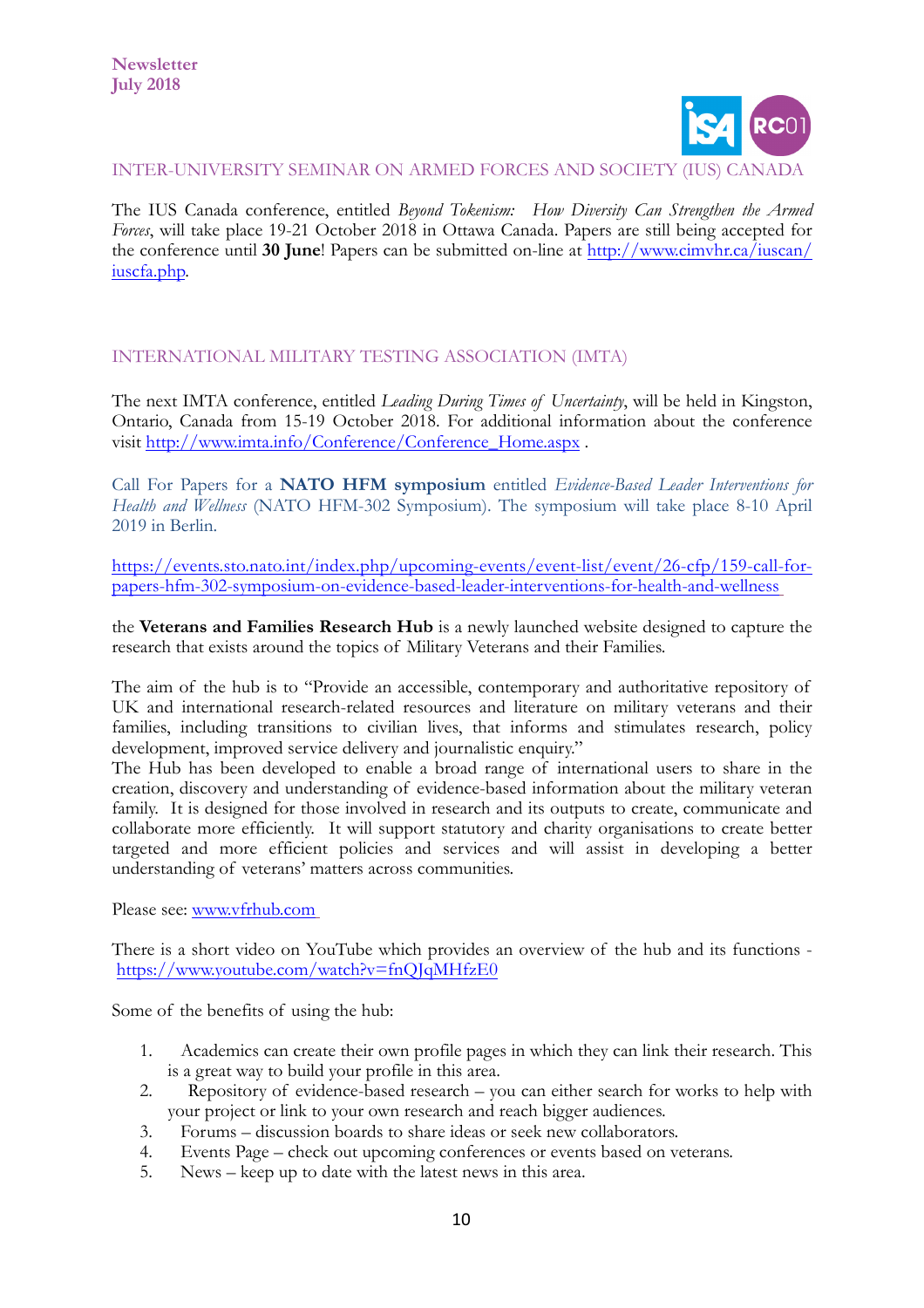Newsletter
July 2018

## INTER-UNIVERSITY SEMINAR ON ARMED FORCES AND SOCIETY (IUS) CANADA

The IUS Canada conference, entitled *Beyond Tokenism: How Diversity Can Strengthen the Armed Forces*, will take place 19-21 October 2018 in Ottawa Canada. Papers are still being accepted for the conference until **30 June**! Papers can be submitted on-line at [http://www.cimvhr.ca/iuscan/iuscfa.php](http://www.cimvhr.ca/iuscan/iuscfa.php).

## INTERNATIONAL MILITARY TESTING ASSOCIATION (IMTA)

The next IMTA conference, entitled *Leading During Times of Uncertainty*, will be held in Kingston, Ontario, Canada from 15-19 October 2018. For additional information about the conference visit [http://www.imta.info/Conference/Conference_Home.aspx](http://www.imta.info/Conference/Conference_Home.aspx) .

Call For Papers for a **NATO HFM symposium** entitled *Evidence-Based Leader Interventions for Health and Wellness* (NATO HFM-302 Symposium). The symposium will take place 8-10 April 2019 in Berlin.

[https://events.sto.nato.int/index.php/upcoming-events/event-list/event/26-cfp/159-call-for-papers-hfm-302-symposium-on-evidence-based-leader-interventions-for-health-and-wellness](https://events.sto.nato.int/index.php/upcoming-events/event-list/event/26-cfp/159-call-for-papers-hfm-302-symposium-on-evidence-based-leader-interventions-for-health-and-wellness)

the **Veterans and Families Research Hub** is a newly launched website designed to capture the research that exists around the topics of Military Veterans and their Families.

The aim of the hub is to "Provide an accessible, contemporary and authoritative repository of UK and international research-related resources and literature on military veterans and their families, including transitions to civilian lives, that informs and stimulates research, policy development, improved service delivery and journalistic enquiry."
The Hub has been developed to enable a broad range of international users to share in the creation, discovery and understanding of evidence-based information about the military veteran family. It is designed for those involved in research and its outputs to create, communicate and collaborate more efficiently. It will support statutory and charity organisations to create better targeted and more efficient policies and services and will assist in developing a better understanding of veterans' matters across communities.

Please see: [www.vfrhub.com](www.vfrhub.com)

There is a short video on YouTube which provides an overview of the hub and its functions - [https://www.youtube.com/watch?v=fnQJqMHfzE0](https://www.youtube.com/watch?v=fnQJqMHfzE0)

Some of the benefits of using the hub:

1. Academics can create their own profile pages in which they can link their research. This is a great way to build your profile in this area.
2. Repository of evidence-based research – you can either search for works to help with your project or link to your own research and reach bigger audiences.
3. Forums – discussion boards to share ideas or seek new collaborators.
4. Events Page – check out upcoming conferences or events based on veterans.
5. News – keep up to date with the latest news in this area.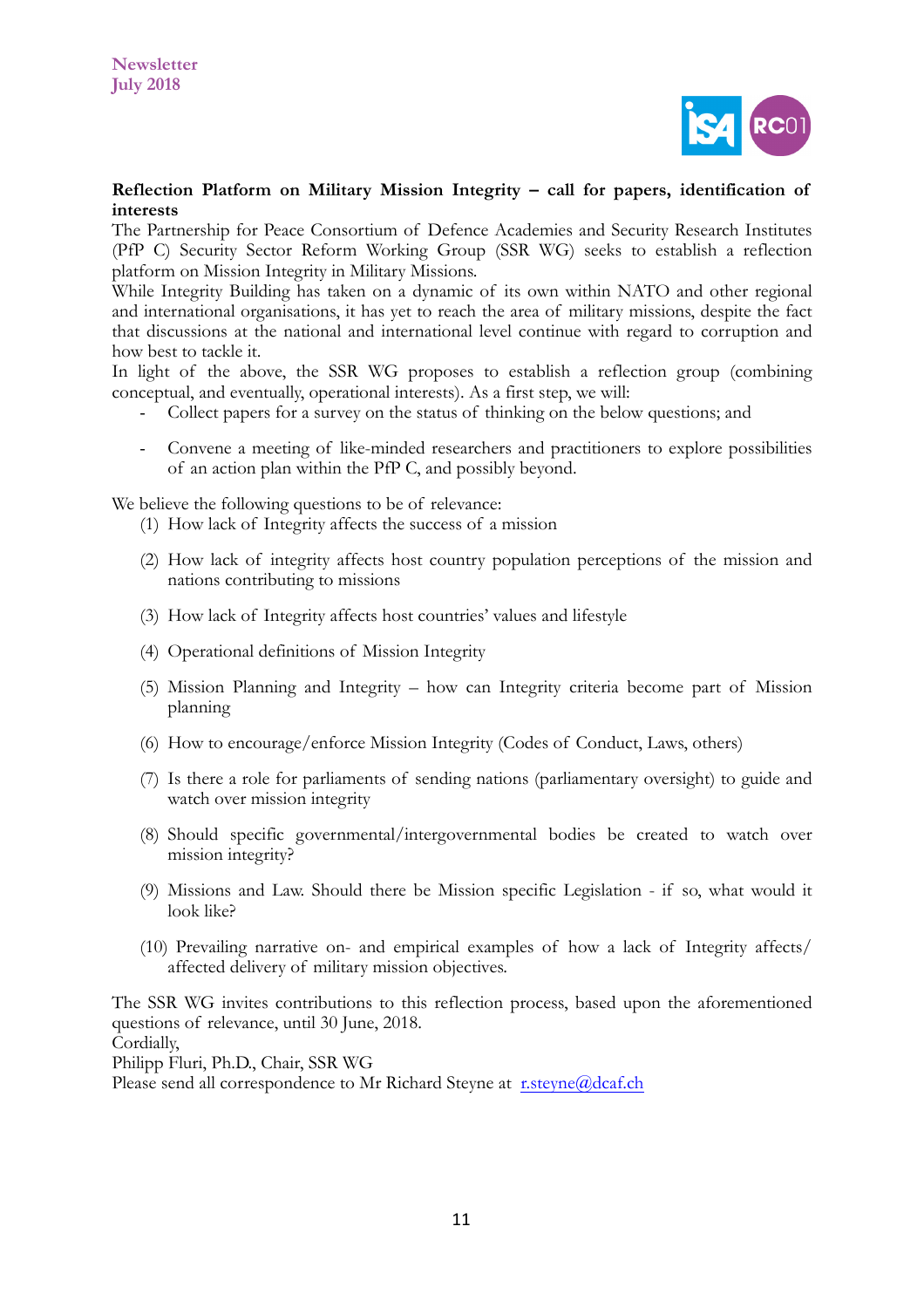**Reflection Platform on Military Mission Integrity – call for papers, identification of interests**

The Partnership for Peace Consortium of Defence Academies and Security Research Institutes (PfP C) Security Sector Reform Working Group (SSR WG) seeks to establish a reflection platform on Mission Integrity in Military Missions.

While Integrity Building has taken on a dynamic of its own within NATO and other regional and international organisations, it has yet to reach the area of military missions, despite the fact that discussions at the national and international level continue with regard to corruption and how best to tackle it.

In light of the above, the SSR WG proposes to establish a reflection group (combining conceptual, and eventually, operational interests). As a first step, we will:

- Collect papers for a survey on the status of thinking on the below questions; and
- Convene a meeting of like-minded researchers and practitioners to explore possibilities of an action plan within the PfP C, and possibly beyond.

We believe the following questions to be of relevance:

(1) How lack of Integrity affects the success of a mission

(2) How lack of integrity affects host country population perceptions of the mission and nations contributing to missions

(3) How lack of Integrity affects host countries' values and lifestyle

(4) Operational definitions of Mission Integrity

(5) Mission Planning and Integrity – how can Integrity criteria become part of Mission planning

(6) How to encourage/enforce Mission Integrity (Codes of Conduct, Laws, others)

(7) Is there a role for parliaments of sending nations (parliamentary oversight) to guide and watch over mission integrity

(8) Should specific governmental/intergovernmental bodies be created to watch over mission integrity?

(9) Missions and Law. Should there be Mission specific Legislation - if so, what would it look like?

(10) Prevailing narrative on- and empirical examples of how a lack of Integrity affects/ affected delivery of military mission objectives.

The SSR WG invites contributions to this reflection process, based upon the aforementioned questions of relevance, until 30 June, 2018.

Cordially,

Philipp Fluri, Ph.D., Chair, SSR WG

Please send all correspondence to Mr Richard Steyne at r.steyne@dcaf.ch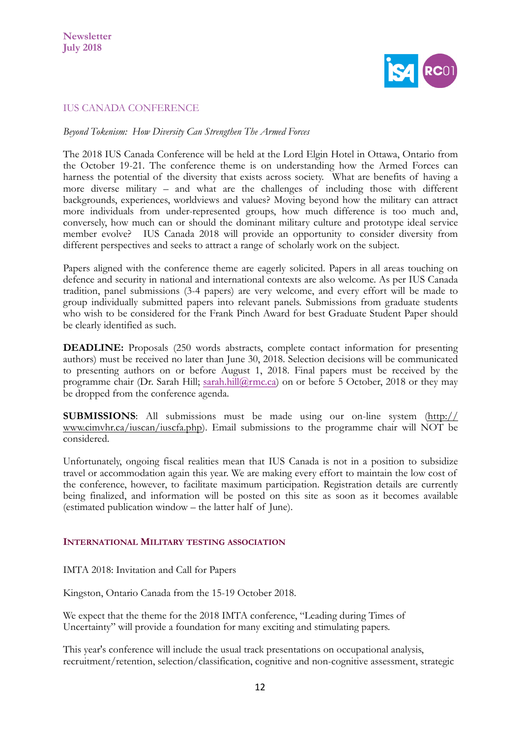## IUS CANADA CONFERENCE

*Beyond Tokenism: How Diversity Can Strengthen The Armed Forces*

The 2018 IUS Canada Conference will be held at the Lord Elgin Hotel in Ottawa, Ontario from the October 19-21. The conference theme is on understanding how the Armed Forces can harness the potential of the diversity that exists across society. What are benefits of having a more diverse military – and what are the challenges of including those with different backgrounds, experiences, worldviews and values? Moving beyond how the military can attract more individuals from under-represented groups, how much difference is too much and, conversely, how much can or should the dominant military culture and prototype ideal service member evolve? IUS Canada 2018 will provide an opportunity to consider diversity from different perspectives and seeks to attract a range of scholarly work on the subject.

Papers aligned with the conference theme are eagerly solicited. Papers in all areas touching on defence and security in national and international contexts are also welcome. As per IUS Canada tradition, panel submissions (3-4 papers) are very welcome, and every effort will be made to group individually submitted papers into relevant panels. Submissions from graduate students who wish to be considered for the Frank Pinch Award for best Graduate Student Paper should be clearly identified as such.

**DEADLINE:** Proposals (250 words abstracts, complete contact information for presenting authors) must be received no later than June 30, 2018. Selection decisions will be communicated to presenting authors on or before August 1, 2018. Final papers must be received by the programme chair (Dr. Sarah Hill; sarah.hill@rmc.ca) on or before 5 October, 2018 or they may be dropped from the conference agenda.

**SUBMISSIONS**: All submissions must be made using our on-line system (http://www.cimvhr.ca/iuscan/iuscfa.php). Email submissions to the programme chair will NOT be considered.

Unfortunately, ongoing fiscal realities mean that IUS Canada is not in a position to subsidize travel or accommodation again this year. We are making every effort to maintain the low cost of the conference, however, to facilitate maximum participation. Registration details are currently being finalized, and information will be posted on this site as soon as it becomes available (estimated publication window – the latter half of June).

## INTERNATIONAL MILITARY TESTING ASSOCIATION

IMTA 2018: Invitation and Call for Papers

Kingston, Ontario Canada from the 15-19 October 2018.

We expect that the theme for the 2018 IMTA conference, "Leading during Times of Uncertainty" will provide a foundation for many exciting and stimulating papers.

This year's conference will include the usual track presentations on occupational analysis, recruitment/retention, selection/classification, cognitive and non-cognitive assessment, strategic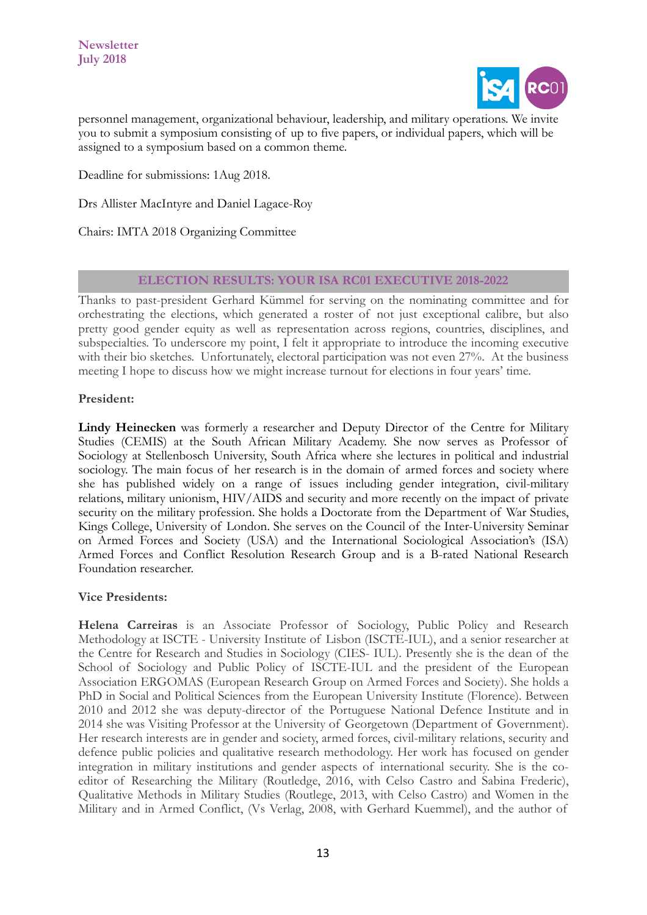personnel management, organizational behaviour, leadership, and military operations. We invite you to submit a symposium consisting of up to five papers, or individual papers, which will be assigned to a symposium based on a common theme.

Deadline for submissions: 1Aug 2018.

Drs Allister MacIntyre and Daniel Lagace-Roy

Chairs: IMTA 2018 Organizing Committee

## ELECTION RESULTS: YOUR ISA RC01 EXECUTIVE 2018-2022

Thanks to past-president Gerhard Kümmel for serving on the nominating committee and for orchestrating the elections, which generated a roster of not just exceptional calibre, but also pretty good gender equity as well as representation across regions, countries, disciplines, and subspecialties. To underscore my point, I felt it appropriate to introduce the incoming executive with their bio sketches. Unfortunately, electoral participation was not even 27%. At the business meeting I hope to discuss how we might increase turnout for elections in four years' time.

**President:**

**Lindy Heinecken** was formerly a researcher and Deputy Director of the Centre for Military Studies (CEMIS) at the South African Military Academy. She now serves as Professor of Sociology at Stellenbosch University, South Africa where she lectures in political and industrial sociology. The main focus of her research is in the domain of armed forces and society where she has published widely on a range of issues including gender integration, civil-military relations, military unionism, HIV/AIDS and security and more recently on the impact of private security on the military profession. She holds a Doctorate from the Department of War Studies, Kings College, University of London. She serves on the Council of the Inter-University Seminar on Armed Forces and Society (USA) and the International Sociological Association's (ISA) Armed Forces and Conflict Resolution Research Group and is a B-rated National Research Foundation researcher.

**Vice Presidents:**

**Helena Carreiras** is an Associate Professor of Sociology, Public Policy and Research Methodology at ISCTE - University Institute of Lisbon (ISCTE-IUL), and a senior researcher at the Centre for Research and Studies in Sociology (CIES- IUL). Presently she is the dean of the School of Sociology and Public Policy of ISCTE-IUL and the president of the European Association ERGOMAS (European Research Group on Armed Forces and Society). She holds a PhD in Social and Political Sciences from the European University Institute (Florence). Between 2010 and 2012 she was deputy-director of the Portuguese National Defence Institute and in 2014 she was Visiting Professor at the University of Georgetown (Department of Government). Her research interests are in gender and society, armed forces, civil-military relations, security and defence public policies and qualitative research methodology. Her work has focused on gender integration in military institutions and gender aspects of international security. She is the co-editor of Researching the Military (Routledge, 2016, with Celso Castro and Sabina Frederic), Qualitative Methods in Military Studies (Routlege, 2013, with Celso Castro) and Women in the Military and in Armed Conflict, (Vs Verlag, 2008, with Gerhard Kuemmel), and the author of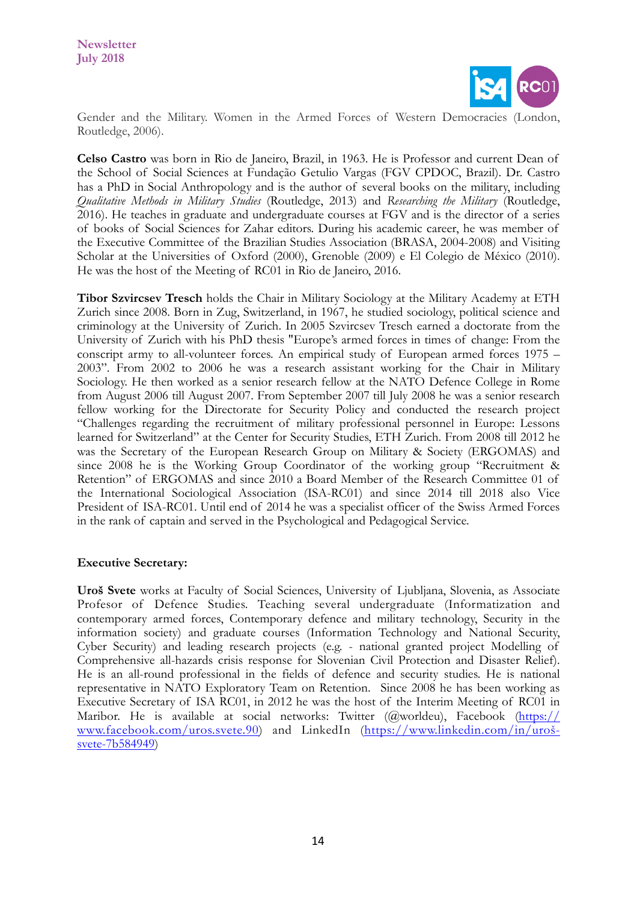Gender and the Military. Women in the Armed Forces of Western Democracies (London, Routledge, 2006).

**Celso Castro** was born in Rio de Janeiro, Brazil, in 1963. He is Professor and current Dean of the School of Social Sciences at Fundação Getulio Vargas (FGV CPDOC, Brazil). Dr. Castro has a PhD in Social Anthropology and is the author of several books on the military, including *Qualitative Methods in Military Studies* (Routledge, 2013) and *Researching the Military* (Routledge, 2016). He teaches in graduate and undergraduate courses at FGV and is the director of a series of books of Social Sciences for Zahar editors. During his academic career, he was member of the Executive Committee of the Brazilian Studies Association (BRASA, 2004-2008) and Visiting Scholar at the Universities of Oxford (2000), Grenoble (2009) e El Colegio de México (2010). He was the host of the Meeting of RC01 in Rio de Janeiro, 2016.

**Tibor Szvircsev Tresch** holds the Chair in Military Sociology at the Military Academy at ETH Zurich since 2008. Born in Zug, Switzerland, in 1967, he studied sociology, political science and criminology at the University of Zurich. In 2005 Szvircsev Tresch earned a doctorate from the University of Zurich with his PhD thesis "Europe's armed forces in times of change: From the conscript army to all-volunteer forces. An empirical study of European armed forces 1975 – 2003". From 2002 to 2006 he was a research assistant working for the Chair in Military Sociology. He then worked as a senior research fellow at the NATO Defence College in Rome from August 2006 till August 2007. From September 2007 till July 2008 he was a senior research fellow working for the Directorate for Security Policy and conducted the research project "Challenges regarding the recruitment of military professional personnel in Europe: Lessons learned for Switzerland" at the Center for Security Studies, ETH Zurich. From 2008 till 2012 he was the Secretary of the European Research Group on Military & Society (ERGOMAS) and since 2008 he is the Working Group Coordinator of the working group "Recruitment & Retention" of ERGOMAS and since 2010 a Board Member of the Research Committee 01 of the International Sociological Association (ISA-RC01) and since 2014 till 2018 also Vice President of ISA-RC01. Until end of 2014 he was a specialist officer of the Swiss Armed Forces in the rank of captain and served in the Psychological and Pedagogical Service.

**Executive Secretary:**

**Uroš Svete** works at Faculty of Social Sciences, University of Ljubljana, Slovenia, as Associate Profesor of Defence Studies. Teaching several undergraduate (Informatization and contemporary armed forces, Contemporary defence and military technology, Security in the information society) and graduate courses (Information Technology and National Security, Cyber Security) and leading research projects (e.g. - national granted project Modelling of Comprehensive all-hazards crisis response for Slovenian Civil Protection and Disaster Relief). He is an all-round professional in the fields of defence and security studies. He is national representative in NATO Exploratory Team on Retention. Since 2008 he has been working as Executive Secretary of ISA RC01, in 2012 he was the host of the Interim Meeting of RC01 in Maribor. He is available at social networks: Twitter (@worldeu), Facebook (https://www.facebook.com/uros.svete.90) and LinkedIn (https://www.linkedin.com/in/uroš-svete-7b584949)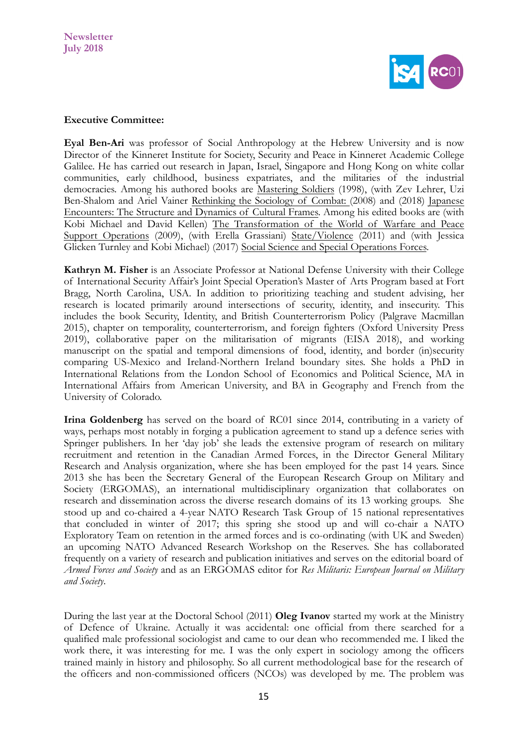**Executive Committee:**

**Eyal Ben-Ari** was professor of Social Anthropology at the Hebrew University and is now Director of the Kinneret Institute for Society, Security and Peace in Kinneret Academic College Galilee. He has carried out research in Japan, Israel, Singapore and Hong Kong on white collar communities, early childhood, business expatriates, and the militaries of the industrial democracies. Among his authored books are Mastering Soldiers (1998), (with Zev Lehrer, Uzi Ben-Shalom and Ariel Vainer Rethinking the Sociology of Combat: (2008) and (2018) Japanese Encounters: The Structure and Dynamics of Cultural Frames. Among his edited books are (with Kobi Michael and David Kellen) The Transformation of the World of Warfare and Peace Support Operations (2009), (with Erella Grassiani) State/Violence (2011) and (with Jessica Glicken Turnley and Kobi Michael) (2017) Social Science and Special Operations Forces.

**Kathryn M. Fisher** is an Associate Professor at National Defense University with their College of International Security Affair's Joint Special Operation's Master of Arts Program based at Fort Bragg, North Carolina, USA. In addition to prioritizing teaching and student advising, her research is located primarily around intersections of security, identity, and insecurity. This includes the book Security, Identity, and British Counterterrorism Policy (Palgrave Macmillan 2015), chapter on temporality, counterterrorism, and foreign fighters (Oxford University Press 2019), collaborative paper on the militarisation of migrants (EISA 2018), and working manuscript on the spatial and temporal dimensions of food, identity, and border (in)security comparing US-Mexico and Ireland-Northern Ireland boundary sites. She holds a PhD in International Relations from the London School of Economics and Political Science, MA in International Affairs from American University, and BA in Geography and French from the University of Colorado.

**Irina Goldenberg** has served on the board of RC01 since 2014, contributing in a variety of ways, perhaps most notably in forging a publication agreement to stand up a defence series with Springer publishers. In her 'day job' she leads the extensive program of research on military recruitment and retention in the Canadian Armed Forces, in the Director General Military Research and Analysis organization, where she has been employed for the past 14 years. Since 2013 she has been the Secretary General of the European Research Group on Military and Society (ERGOMAS), an international multidisciplinary organization that collaborates on research and dissemination across the diverse research domains of its 13 working groups. She stood up and co-chaired a 4-year NATO Research Task Group of 15 national representatives that concluded in winter of 2017; this spring she stood up and will co-chair a NATO Exploratory Team on retention in the armed forces and is co-ordinating (with UK and Sweden) an upcoming NATO Advanced Research Workshop on the Reserves. She has collaborated frequently on a variety of research and publication initiatives and serves on the editorial board of *Armed Forces and Society* and as an ERGOMAS editor for *Res Militaris: European Journal on Military and Society*.

During the last year at the Doctoral School (2011) **Oleg Ivanov** started my work at the Ministry of Defence of Ukraine. Actually it was accidental: one official from there searched for a qualified male professional sociologist and came to our dean who recommended me. I liked the work there, it was interesting for me. I was the only expert in sociology among the officers trained mainly in history and philosophy. So all current methodological base for the research of the officers and non-commissioned officers (NCOs) was developed by me. The problem was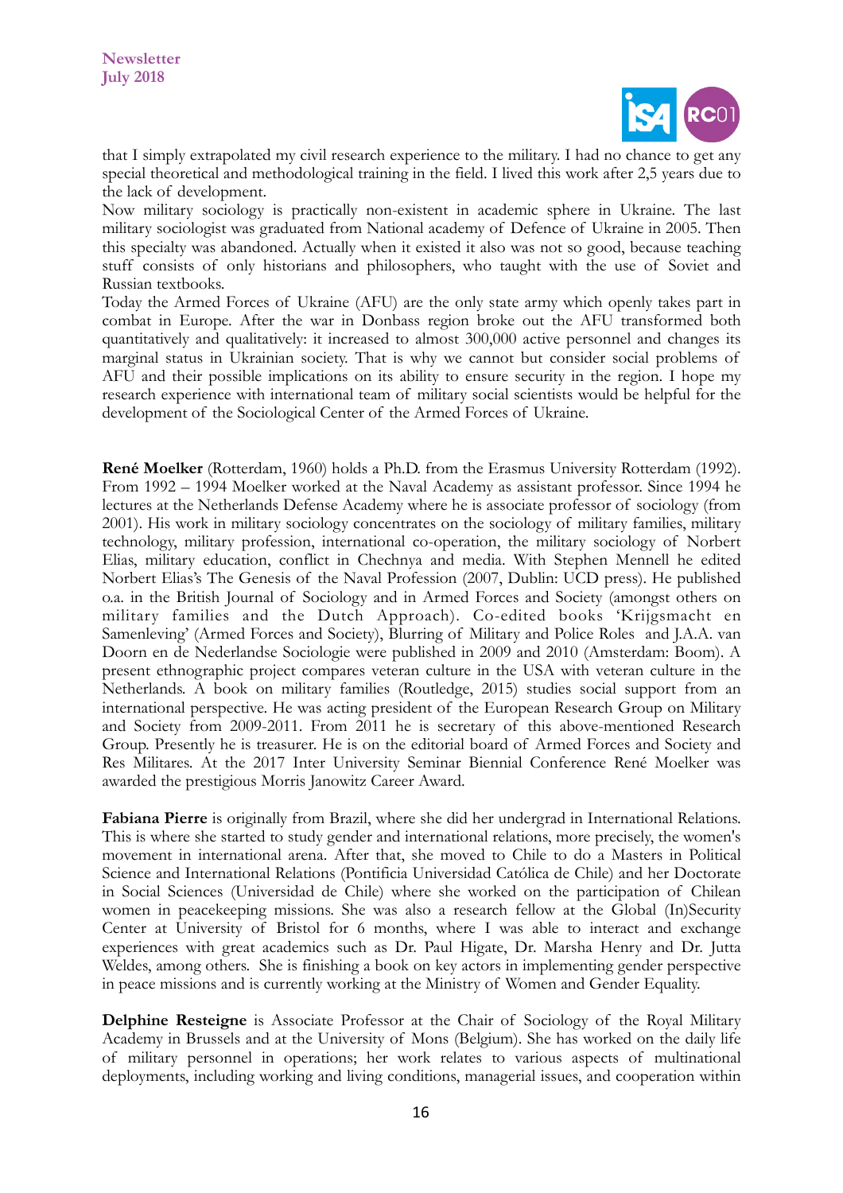that I simply extrapolated my civil research experience to the military. I had no chance to get any special theoretical and methodological training in the field. I lived this work after 2,5 years due to the lack of development.

Now military sociology is practically non-existent in academic sphere in Ukraine. The last military sociologist was graduated from National academy of Defence of Ukraine in 2005. Then this specialty was abandoned. Actually when it existed it also was not so good, because teaching stuff consists of only historians and philosophers, who taught with the use of Soviet and Russian textbooks.

Today the Armed Forces of Ukraine (AFU) are the only state army which openly takes part in combat in Europe. After the war in Donbass region broke out the AFU transformed both quantitatively and qualitatively: it increased to almost 300,000 active personnel and changes its marginal status in Ukrainian society. That is why we cannot but consider social problems of AFU and their possible implications on its ability to ensure security in the region. I hope my research experience with international team of military social scientists would be helpful for the development of the Sociological Center of the Armed Forces of Ukraine.

**René Moelker** (Rotterdam, 1960) holds a Ph.D. from the Erasmus University Rotterdam (1992). From 1992 – 1994 Moelker worked at the Naval Academy as assistant professor. Since 1994 he lectures at the Netherlands Defense Academy where he is associate professor of sociology (from 2001). His work in military sociology concentrates on the sociology of military families, military technology, military profession, international co-operation, the military sociology of Norbert Elias, military education, conflict in Chechnya and media. With Stephen Mennell he edited Norbert Elias's The Genesis of the Naval Profession (2007, Dublin: UCD press). He published o.a. in the British Journal of Sociology and in Armed Forces and Society (amongst others on military families and the Dutch Approach). Co-edited books 'Krijgsmacht en Samenleving' (Armed Forces and Society), Blurring of Military and Police Roles and J.A.A. van Doorn en de Nederlandse Sociologie were published in 2009 and 2010 (Amsterdam: Boom). A present ethnographic project compares veteran culture in the USA with veteran culture in the Netherlands. A book on military families (Routledge, 2015) studies social support from an international perspective. He was acting president of the European Research Group on Military and Society from 2009-2011. From 2011 he is secretary of this above-mentioned Research Group. Presently he is treasurer. He is on the editorial board of Armed Forces and Society and Res Militares. At the 2017 Inter University Seminar Biennial Conference René Moelker was awarded the prestigious Morris Janowitz Career Award.

**Fabiana Pierre** is originally from Brazil, where she did her undergrad in International Relations. This is where she started to study gender and international relations, more precisely, the women's movement in international arena. After that, she moved to Chile to do a Masters in Political Science and International Relations (Pontificia Universidad Católica de Chile) and her Doctorate in Social Sciences (Universidad de Chile) where she worked on the participation of Chilean women in peacekeeping missions. She was also a research fellow at the Global (In)Security Center at University of Bristol for 6 months, where I was able to interact and exchange experiences with great academics such as Dr. Paul Higate, Dr. Marsha Henry and Dr. Jutta Weldes, among others. She is finishing a book on key actors in implementing gender perspective in peace missions and is currently working at the Ministry of Women and Gender Equality.

**Delphine Resteigne** is Associate Professor at the Chair of Sociology of the Royal Military Academy in Brussels and at the University of Mons (Belgium). She has worked on the daily life of military personnel in operations; her work relates to various aspects of multinational deployments, including working and living conditions, managerial issues, and cooperation within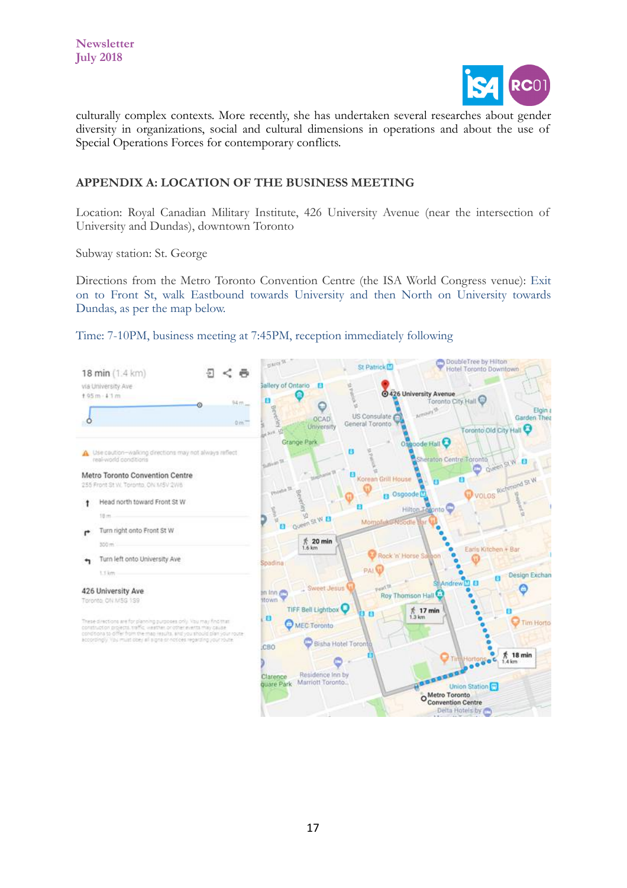culturally complex contexts. More recently, she has undertaken several researches about gender diversity in organizations, social and cultural dimensions in operations and about the use of Special Operations Forces for contemporary conflicts.

## APPENDIX A: LOCATION OF THE BUSINESS MEETING

Location: Royal Canadian Military Institute, 426 University Avenue (near the intersection of University and Dundas), downtown Toronto

Subway station: St. George

Directions from the Metro Toronto Convention Centre (the ISA World Congress venue): Exit on to Front St, walk Eastbound towards University and then North on University towards Dundas, as per the map below.

Time: 7-10PM, business meeting at 7:45PM, reception immediately following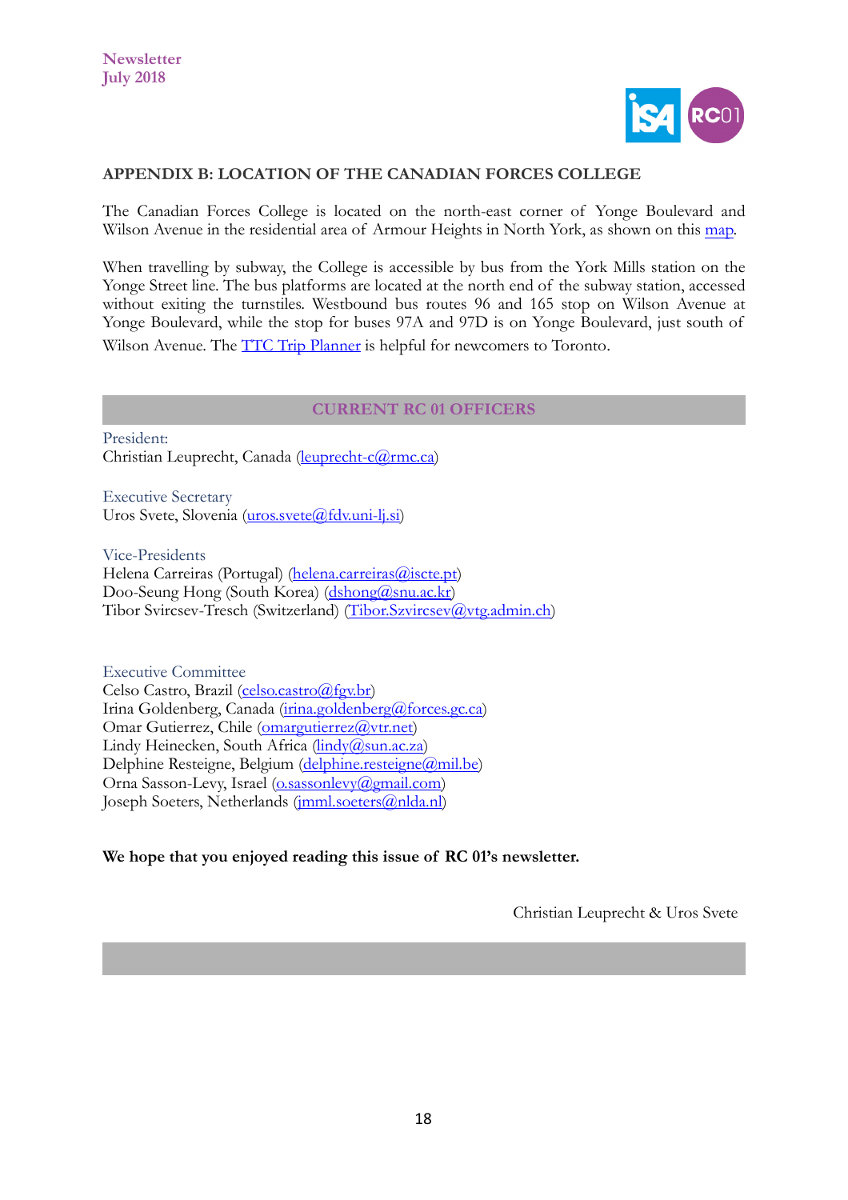## APPENDIX B: LOCATION OF THE CANADIAN FORCES COLLEGE

The Canadian Forces College is located on the north-east corner of Yonge Boulevard and Wilson Avenue in the residential area of Armour Heights in North York, as shown on this map.

When travelling by subway, the College is accessible by bus from the York Mills station on the Yonge Street line. The bus platforms are located at the north end of the subway station, accessed without exiting the turnstiles. Westbound bus routes 96 and 165 stop on Wilson Avenue at Yonge Boulevard, while the stop for buses 97A and 97D is on Yonge Boulevard, just south of Wilson Avenue. The TTC Trip Planner is helpful for newcomers to Toronto.

## CURRENT RC 01 OFFICERS

President:
Christian Leuprecht, Canada (leuprecht-c@rmc.ca)

Executive Secretary
Uros Svete, Slovenia (uros.svete@fdv.uni-lj.si)

Vice-Presidents
Helena Carreiras (Portugal) (helena.carreiras@iscte.pt)
Doo-Seung Hong (South Korea) (dshong@snu.ac.kr)
Tibor Svircsev-Tresch (Switzerland) (Tibor.Szvircsev@vtg.admin.ch)

Executive Committee
Celso Castro, Brazil (celso.castro@fgv.br)
Irina Goldenberg, Canada (irina.goldenberg@forces.gc.ca)
Omar Gutierrez, Chile (omargutierrez@vtr.net)
Lindy Heinecken, South Africa (lindy@sun.ac.za)
Delphine Resteigne, Belgium (delphine.resteigne@mil.be)
Orna Sasson-Levy, Israel (o.sassonlevy@gmail.com)
Joseph Soeters, Netherlands (jmml.soeters@nlda.nl)

**We hope that you enjoyed reading this issue of RC 01's newsletter.**

Christian Leuprecht & Uros Svete